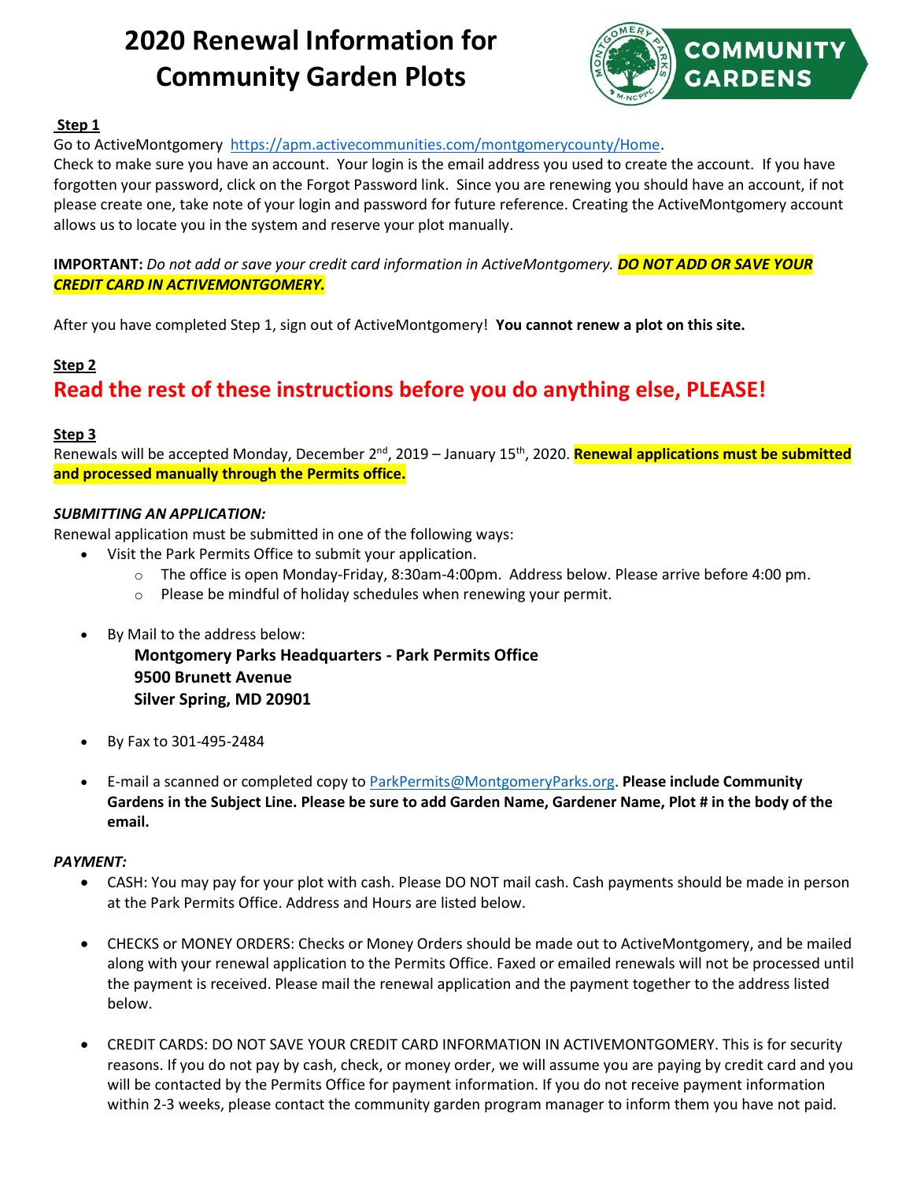# 2020 Renewal Information for Community Garden Plots

COMMUNITY GARDENS

**Step 1**

Go to ActiveMontgomery https://apm.activecommunities.com/montgomerycounty/Home.
Check to make sure you have an account. Your login is the email address you used to create the account. If you have forgotten your password, click on the Forgot Password link. Since you are renewing you should have an account, if not please create one, take note of your login and password for future reference. Creating the ActiveMontgomery account allows us to locate you in the system and reserve your plot manually.

**IMPORTANT:** *Do not add or save your credit card information in ActiveMontgomery.* ***DO NOT ADD OR SAVE YOUR CREDIT CARD IN ACTIVEMONTGOMERY.***

After you have completed Step 1, sign out of ActiveMontgomery! **You cannot renew a plot on this site.**

**Step 2**

## Read the rest of these instructions before you do anything else, PLEASE!

**Step 3**

Renewals will be accepted Monday, December 2nd, 2019 – January 15th, 2020. **Renewal applications must be submitted and processed manually through the Permits office.**

***SUBMITTING AN APPLICATION:***

Renewal application must be submitted in one of the following ways:

- Visit the Park Permits Office to submit your application.
  - The office is open Monday-Friday, 8:30am-4:00pm. Address below. Please arrive before 4:00 pm.
  - Please be mindful of holiday schedules when renewing your permit.
- By Mail to the address below:
  **Montgomery Parks Headquarters - Park Permits Office**
  **9500 Brunett Avenue**
  **Silver Spring, MD 20901**
- By Fax to 301-495-2484
- E-mail a scanned or completed copy to ParkPermits@MontgomeryParks.org. **Please include Community Gardens in the Subject Line. Please be sure to add Garden Name, Gardener Name, Plot # in the body of the email.**

***PAYMENT:***

- CASH: You may pay for your plot with cash. Please DO NOT mail cash. Cash payments should be made in person at the Park Permits Office. Address and Hours are listed below.
- CHECKS or MONEY ORDERS: Checks or Money Orders should be made out to ActiveMontgomery, and be mailed along with your renewal application to the Permits Office. Faxed or emailed renewals will not be processed until the payment is received. Please mail the renewal application and the payment together to the address listed below.
- CREDIT CARDS: DO NOT SAVE YOUR CREDIT CARD INFORMATION IN ACTIVEMONTGOMERY. This is for security reasons. If you do not pay by cash, check, or money order, we will assume you are paying by credit card and you will be contacted by the Permits Office for payment information. If you do not receive payment information within 2-3 weeks, please contact the community garden program manager to inform them you have not paid.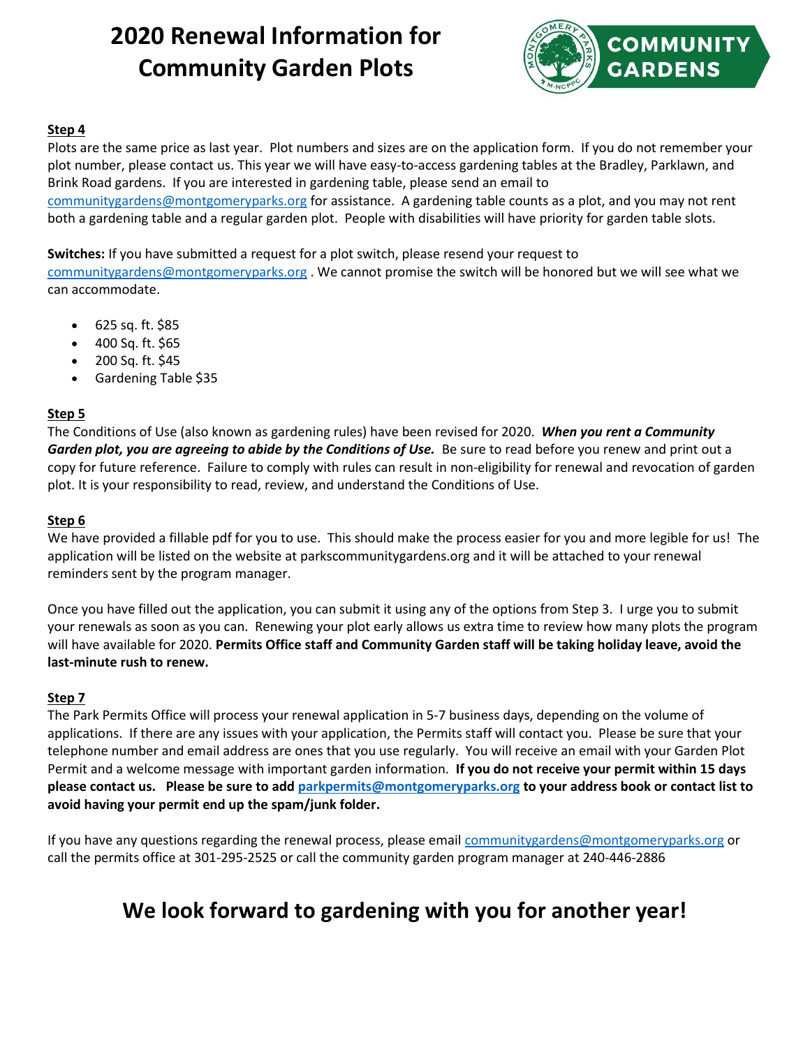# 2020 Renewal Information for Community Garden Plots

**Step 4**

Plots are the same price as last year. Plot numbers and sizes are on the application form. If you do not remember your plot number, please contact us. This year we will have easy-to-access gardening tables at the Bradley, Parklawn, and Brink Road gardens. If you are interested in gardening table, please send an email to communitygardens@montgomeryparks.org for assistance. A gardening table counts as a plot, and you may not rent both a gardening table and a regular garden plot. People with disabilities will have priority for garden table slots.

**Switches:** If you have submitted a request for a plot switch, please resend your request to communitygardens@montgomeryparks.org . We cannot promise the switch will be honored but we will see what we can accommodate.

- 625 sq. ft. $85
- 400 Sq. ft. $65
- 200 Sq. ft. $45
- Gardening Table $35

**Step 5**

The Conditions of Use (also known as gardening rules) have been revised for 2020. ***When you rent a Community Garden plot, you are agreeing to abide by the Conditions of Use.*** Be sure to read before you renew and print out a copy for future reference. Failure to comply with rules can result in non-eligibility for renewal and revocation of garden plot. It is your responsibility to read, review, and understand the Conditions of Use.

**Step 6**

We have provided a fillable pdf for you to use. This should make the process easier for you and more legible for us! The application will be listed on the website at parkscommunitygardens.org and it will be attached to your renewal reminders sent by the program manager.

Once you have filled out the application, you can submit it using any of the options from Step 3. I urge you to submit your renewals as soon as you can. Renewing your plot early allows us extra time to review how many plots the program will have available for 2020. **Permits Office staff and Community Garden staff will be taking holiday leave, avoid the last-minute rush to renew.**

**Step 7**

The Park Permits Office will process your renewal application in 5-7 business days, depending on the volume of applications. If there are any issues with your application, the Permits staff will contact you. Please be sure that your telephone number and email address are ones that you use regularly. You will receive an email with your Garden Plot Permit and a welcome message with important garden information. **If you do not receive your permit within 15 days please contact us. Please be sure to add parkpermits@montgomeryparks.org to your address book or contact list to avoid having your permit end up the spam/junk folder.**

If you have any questions regarding the renewal process, please email communitygardens@montgomeryparks.org or call the permits office at 301-295-2525 or call the community garden program manager at 240-446-2886

## We look forward to gardening with you for another year!